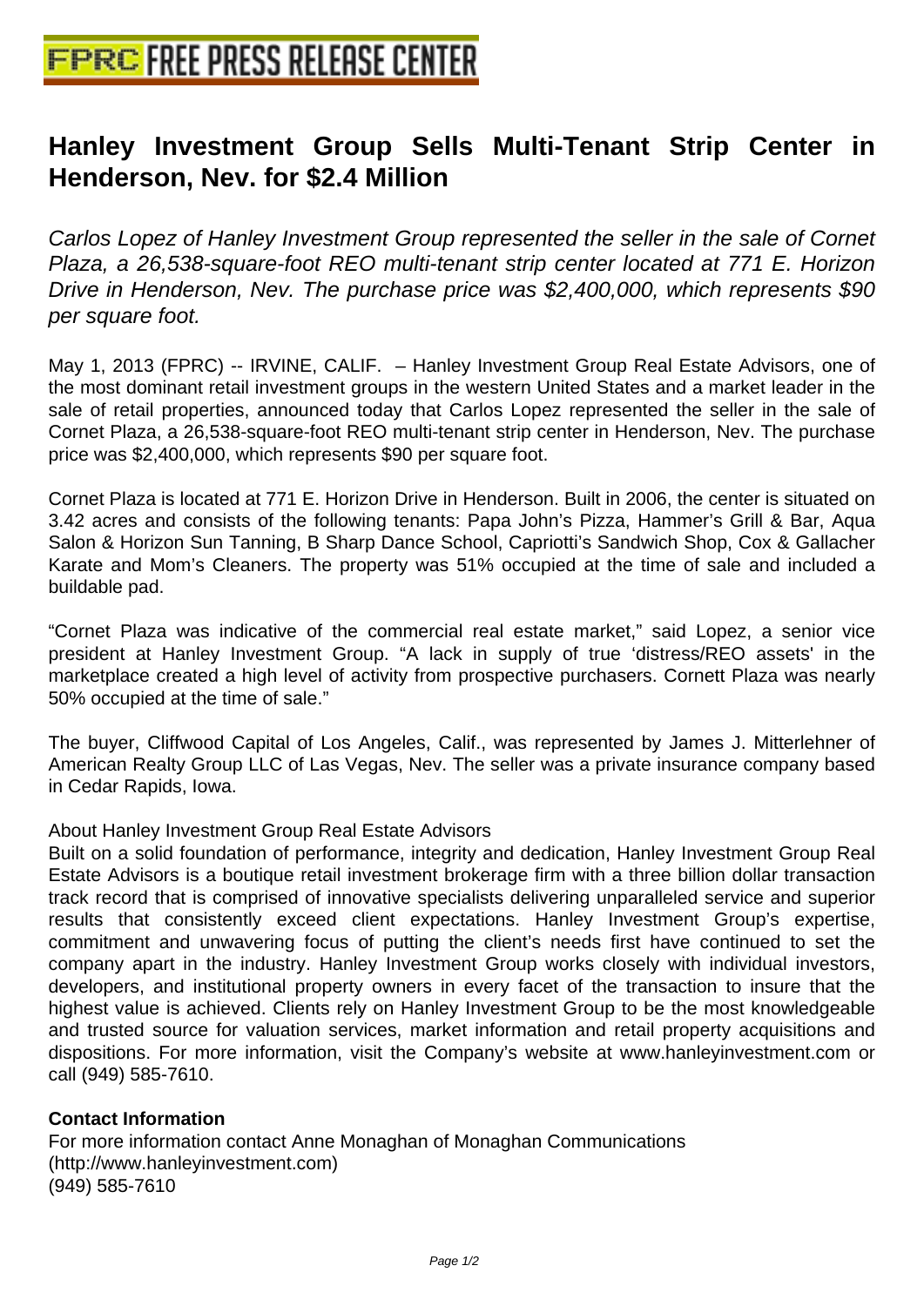# Hanley Investment Group Sells Multi-Tenant Strip Center in Henderson, Nev. for $2.4 Million

*Carlos Lopez of Hanley Investment Group represented the seller in the sale of Cornet Plaza, a 26,538-square-foot REO multi-tenant strip center located at 771 E. Horizon Drive in Henderson, Nev. The purchase price was $2,400,000, which represents $90 per square foot.*

May 1, 2013 (FPRC) -- IRVINE, CALIF. – Hanley Investment Group Real Estate Advisors, one of the most dominant retail investment groups in the western United States and a market leader in the sale of retail properties, announced today that Carlos Lopez represented the seller in the sale of Cornet Plaza, a 26,538-square-foot REO multi-tenant strip center in Henderson, Nev. The purchase price was $2,400,000, which represents $90 per square foot.

Cornet Plaza is located at 771 E. Horizon Drive in Henderson. Built in 2006, the center is situated on 3.42 acres and consists of the following tenants: Papa John's Pizza, Hammer's Grill & Bar, Aqua Salon & Horizon Sun Tanning, B Sharp Dance School, Capriotti's Sandwich Shop, Cox & Gallacher Karate and Mom's Cleaners. The property was 51% occupied at the time of sale and included a buildable pad.

"Cornet Plaza was indicative of the commercial real estate market," said Lopez, a senior vice president at Hanley Investment Group. "A lack in supply of true 'distress/REO assets' in the marketplace created a high level of activity from prospective purchasers. Cornett Plaza was nearly 50% occupied at the time of sale."

The buyer, Cliffwood Capital of Los Angeles, Calif., was represented by James J. Mitterlehner of American Realty Group LLC of Las Vegas, Nev. The seller was a private insurance company based in Cedar Rapids, Iowa.

About Hanley Investment Group Real Estate Advisors
Built on a solid foundation of performance, integrity and dedication, Hanley Investment Group Real Estate Advisors is a boutique retail investment brokerage firm with a three billion dollar transaction track record that is comprised of innovative specialists delivering unparalleled service and superior results that consistently exceed client expectations. Hanley Investment Group's expertise, commitment and unwavering focus of putting the client's needs first have continued to set the company apart in the industry. Hanley Investment Group works closely with individual investors, developers, and institutional property owners in every facet of the transaction to insure that the highest value is achieved. Clients rely on Hanley Investment Group to be the most knowledgeable and trusted source for valuation services, market information and retail property acquisitions and dispositions. For more information, visit the Company's website at www.hanleyinvestment.com or call (949) 585-7610.

**Contact Information**

For more information contact Anne Monaghan of Monaghan Communications
(http://www.hanleyinvestment.com)
(949) 585-7610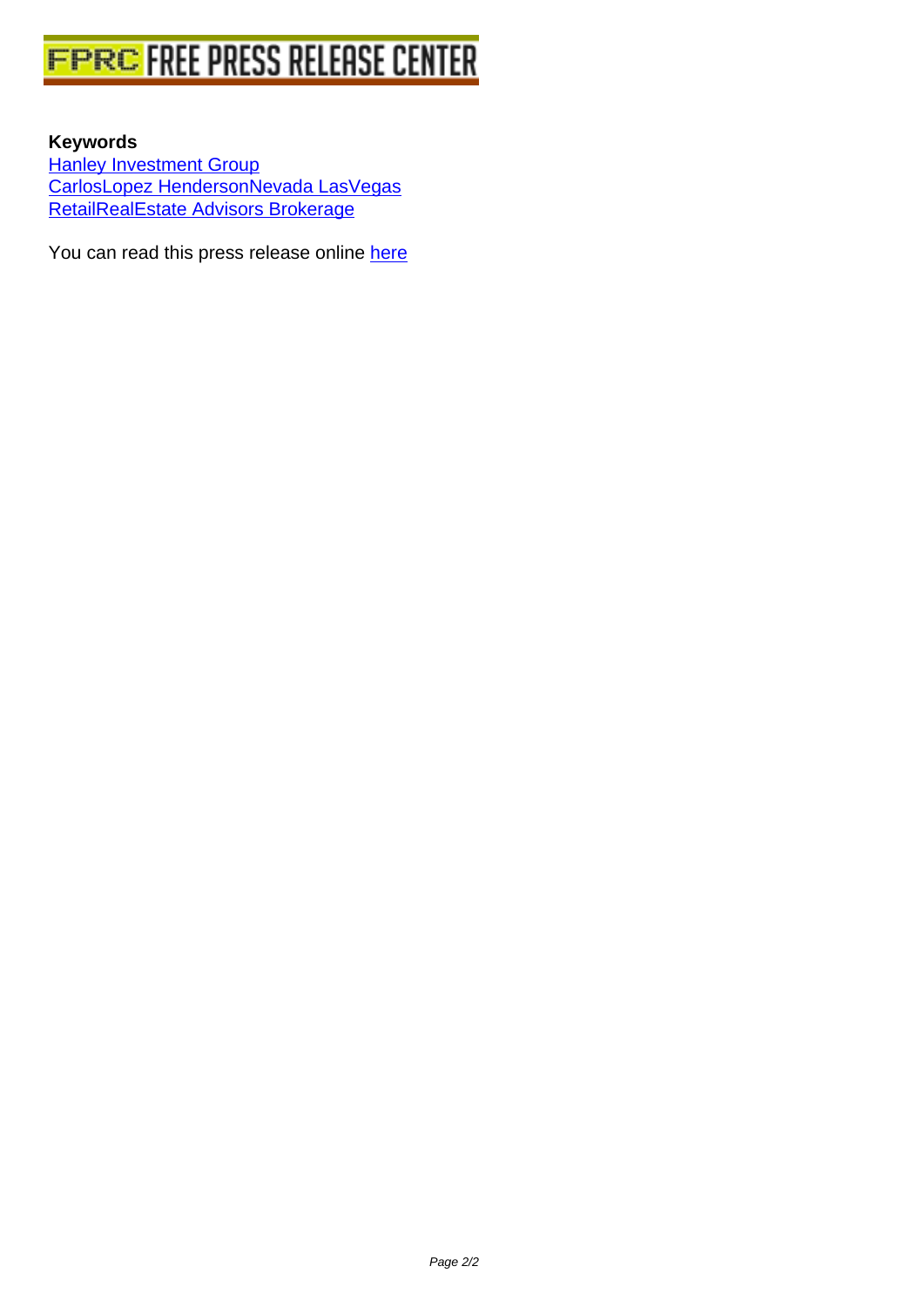**Keywords**

Hanley Investment Group
CarlosLopez HendersonNevada LasVegas
RetailRealEstate Advisors Brokerage

You can read this press release online here